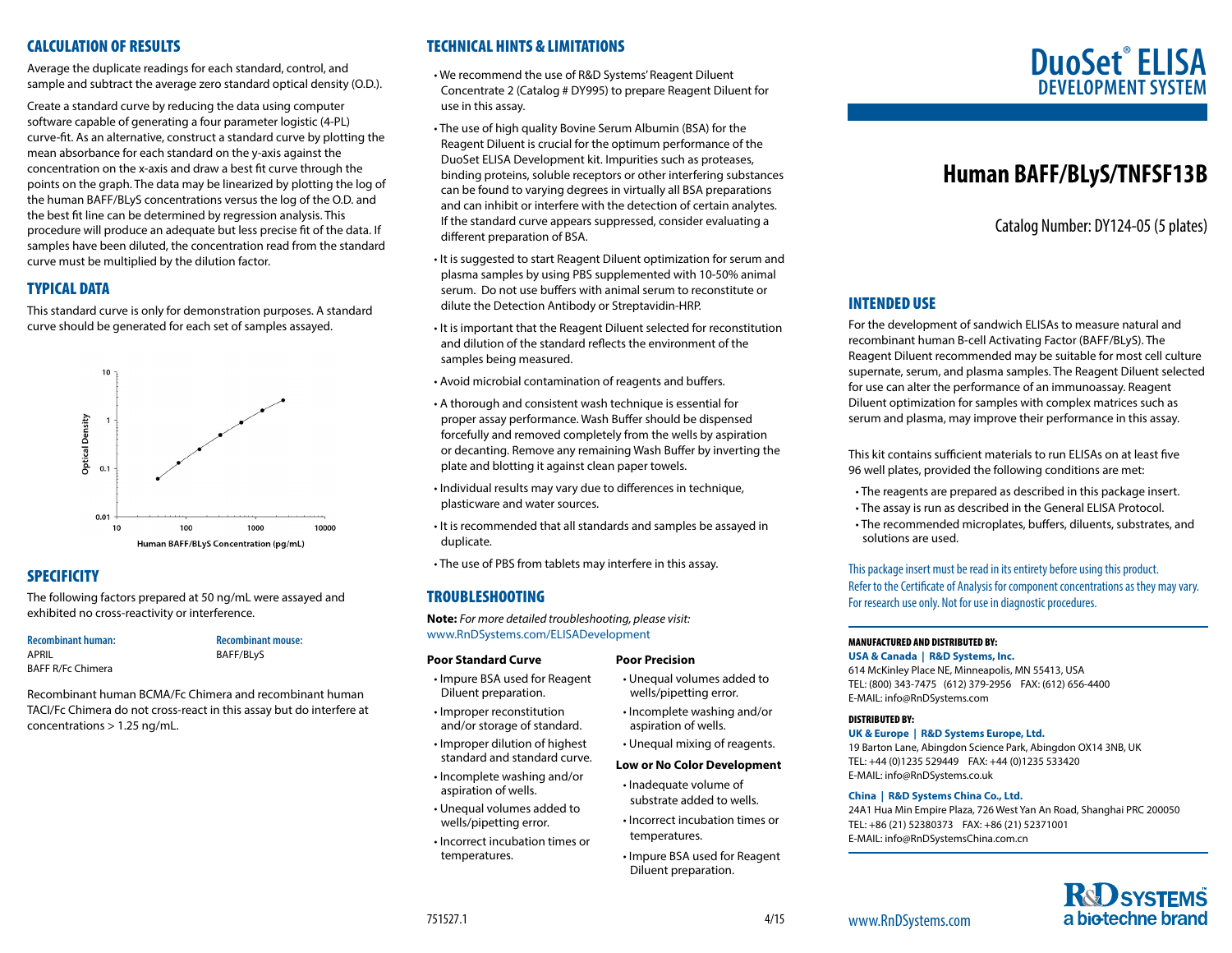## CALCULATION OF RESULTS

Average the duplicate readings for each standard, control, and sample and subtract the average zero standard optical density (O.D.).

Create a standard curve by reducing the data using computer software capable of generating a four parameter logistic (4-PL) curve-fit. As an alternative, construct a standard curve by plotting the mean absorbance for each standard on the y-axis against the concentration on the x-axis and draw a best fit curve through the points on the graph. The data may be linearized by plotting the log of the human BAFF/BLyS concentrations versus the log of the O.D. and the best fit line can be determined by regression analysis. This procedure will produce an adequate but less precise fit of the data. If samples have been diluted, the concentration read from the standard curve must be multiplied by the dilution factor.

## TYPICAL DATA

This standard curve is only for demonstration purposes. A standard curve should be generated for each set of samples assayed.

## SPECIFICITY

The following factors prepared at 50 ng/mL were assayed and exhibited no cross-reactivity or interference.

**Recombinant human:**
APRIL
BAFF R/Fc Chimera

**Recombinant mouse:**
BAFF/BLyS

Recombinant human BCMA/Fc Chimera and recombinant human TACI/Fc Chimera do not cross-react in this assay but do interfere at concentrations > 1.25 ng/mL.

## TECHNICAL HINTS & LIMITATIONS

- We recommend the use of R&D Systems' Reagent Diluent Concentrate 2 (Catalog # DY995) to prepare Reagent Diluent for use in this assay.
- The use of high quality Bovine Serum Albumin (BSA) for the Reagent Diluent is crucial for the optimum performance of the DuoSet ELISA Development kit. Impurities such as proteases, binding proteins, soluble receptors or other interfering substances can be found to varying degrees in virtually all BSA preparations and can inhibit or interfere with the detection of certain analytes. If the standard curve appears suppressed, consider evaluating a different preparation of BSA.
- It is suggested to start Reagent Diluent optimization for serum and plasma samples by using PBS supplemented with 10-50% animal serum. Do not use buffers with animal serum to reconstitute or dilute the Detection Antibody or Streptavidin-HRP.
- It is important that the Reagent Diluent selected for reconstitution and dilution of the standard reflects the environment of the samples being measured.
- Avoid microbial contamination of reagents and buffers.
- A thorough and consistent wash technique is essential for proper assay performance. Wash Buffer should be dispensed forcefully and removed completely from the wells by aspiration or decanting. Remove any remaining Wash Buffer by inverting the plate and blotting it against clean paper towels.
- Individual results may vary due to differences in technique, plasticware and water sources.
- It is recommended that all standards and samples be assayed in duplicate.
- The use of PBS from tablets may interfere in this assay.

## TROUBLESHOOTING

**Note:** *For more detailed troubleshooting, please visit:* www.RnDSystems.com/ELISADevelopment

**Poor Standard Curve**

- Impure BSA used for Reagent Diluent preparation.
- Improper reconstitution and/or storage of standard.
- Improper dilution of highest standard and standard curve.
- Incomplete washing and/or aspiration of wells.
- Unequal volumes added to wells/pipetting error.
- Incorrect incubation times or temperatures.

**Poor Precision**

- Unequal volumes added to wells/pipetting error.
- Incomplete washing and/or aspiration of wells.
- Unequal mixing of reagents.

**Low or No Color Development**

- Inadequate volume of substrate added to wells.
- Incorrect incubation times or temperatures.
- Impure BSA used for Reagent Diluent preparation.

751527.1

# DuoSet® ELISA
## DEVELOPMENT SYSTEM

# Human BAFF/BLyS/TNFSF13B

Catalog Number: DY124-05 (5 plates)

## INTENDED USE

For the development of sandwich ELISAs to measure natural and recombinant human B-cell Activating Factor (BAFF/BLyS). The Reagent Diluent recommended may be suitable for most cell culture supernate, serum, and plasma samples. The Reagent Diluent selected for use can alter the performance of an immunoassay. Reagent Diluent optimization for samples with complex matrices such as serum and plasma, may improve their performance in this assay.

This kit contains sufficient materials to run ELISAs on at least five 96 well plates, provided the following conditions are met:

- The reagents are prepared as described in this package insert.
- The assay is run as described in the General ELISA Protocol.
- The recommended microplates, buffers, diluents, substrates, and solutions are used.

This package insert must be read in its entirety before using this product.
Refer to the Certificate of Analysis for component concentrations as they may vary.
For research use only. Not for use in diagnostic procedures.

**MANUFACTURED AND DISTRIBUTED BY:**

**USA & Canada | R&D Systems, Inc.**
614 McKinley Place NE, Minneapolis, MN 55413, USA
TEL: (800) 343-7475 (612) 379-2956 FAX: (612) 656-4400
E-MAIL: info@RnDSystems.com

**DISTRIBUTED BY:**

**UK & Europe | R&D Systems Europe, Ltd.**
19 Barton Lane, Abingdon Science Park, Abingdon OX14 3NB, UK
TEL: +44 (0)1235 529449 FAX: +44 (0)1235 533420
E-MAIL: info@RnDSystems.co.uk

**China | R&D Systems China Co., Ltd.**
24A1 Hua Min Empire Plaza, 726 West Yan An Road, Shanghai PRC 200050
TEL: +86 (21) 52380373 FAX: +86 (21) 52371001
E-MAIL: info@RnDSystemsChina.com.cn

www.RnDSystems.com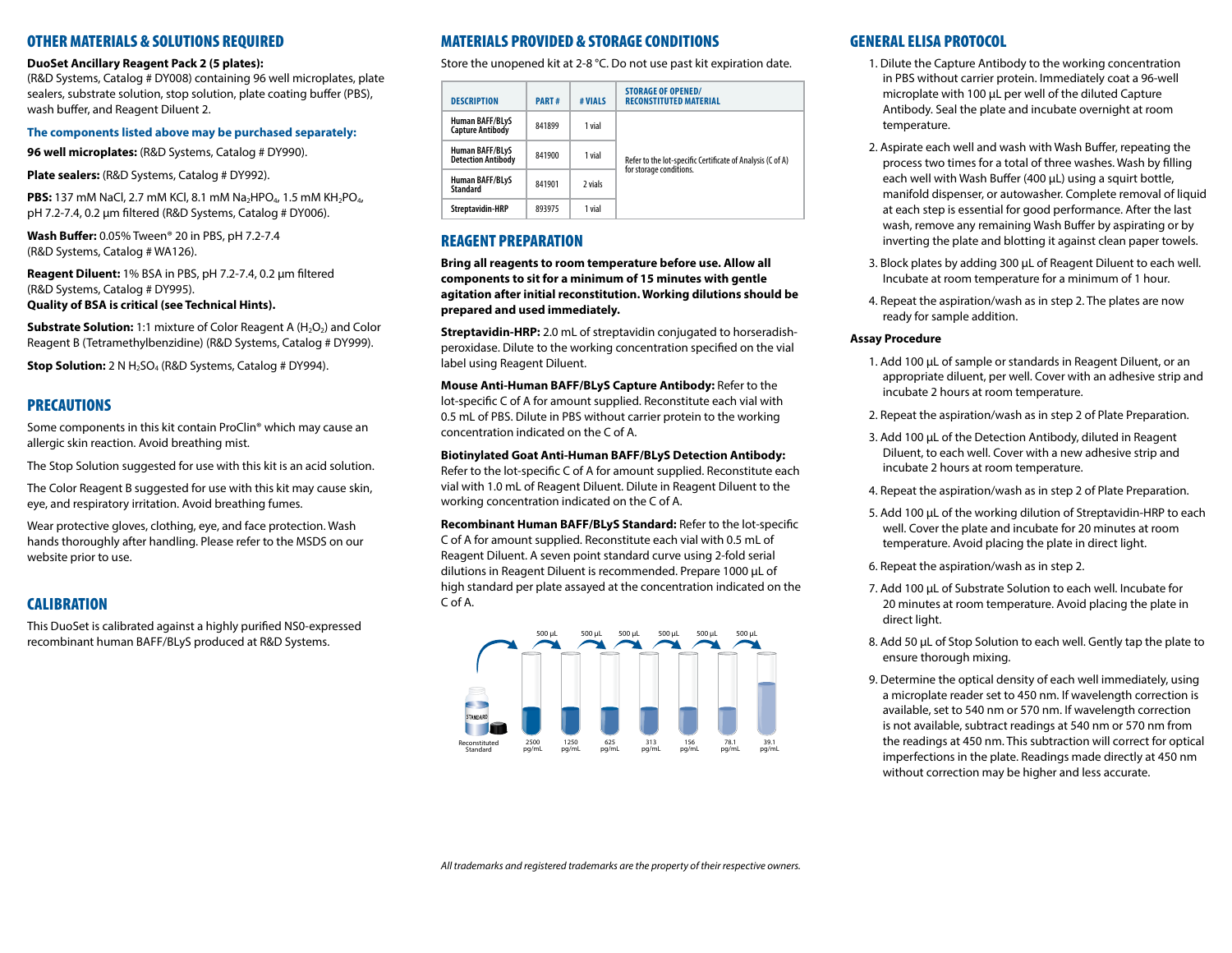## OTHER MATERIALS & SOLUTIONS REQUIRED

**DuoSet Ancillary Reagent Pack 2 (5 plates):**
(R&D Systems, Catalog # DY008) containing 96 well microplates, plate sealers, substrate solution, stop solution, plate coating buffer (PBS), wash buffer, and Reagent Diluent 2.

**The components listed above may be purchased separately:**

**96 well microplates:** (R&D Systems, Catalog # DY990).

**Plate sealers:** (R&D Systems, Catalog # DY992).

**PBS:** 137 mM NaCl, 2.7 mM KCl, 8.1 mM $Na_2HPO_4$, 1.5 mM $KH_2PO_4$, pH 7.2-7.4, 0.2 µm filtered (R&D Systems, Catalog # DY006).

**Wash Buffer:** 0.05% Tween® 20 in PBS, pH 7.2-7.4 (R&D Systems, Catalog # WA126).

**Reagent Diluent:** 1% BSA in PBS, pH 7.2-7.4, 0.2 µm filtered (R&D Systems, Catalog # DY995).
**Quality of BSA is critical (see Technical Hints).**

**Substrate Solution:** 1:1 mixture of Color Reagent A ($H_2O_2$) and Color Reagent B (Tetramethylbenzidine) (R&D Systems, Catalog # DY999).

**Stop Solution:** 2 N $H_2SO_4$ (R&D Systems, Catalog # DY994).

## PRECAUTIONS

Some components in this kit contain ProClin® which may cause an allergic skin reaction. Avoid breathing mist.

The Stop Solution suggested for use with this kit is an acid solution.

The Color Reagent B suggested for use with this kit may cause skin, eye, and respiratory irritation. Avoid breathing fumes.

Wear protective gloves, clothing, eye, and face protection. Wash hands thoroughly after handling. Please refer to the MSDS on our website prior to use.

## CALIBRATION

This DuoSet is calibrated against a highly purified NS0-expressed recombinant human BAFF/BLyS produced at R&D Systems.

## MATERIALS PROVIDED & STORAGE CONDITIONS

Store the unopened kit at 2-8 °C. Do not use past kit expiration date.

| DESCRIPTION | PART # | # VIALS | STORAGE OF OPENED/ RECONSTITUTED MATERIAL |
|---|---|---|---|
| Human BAFF/BLyS Capture Antibody | 841899 | 1 vial | Refer to the lot-specific Certificate of Analysis (C of A) for storage conditions. |
| Human BAFF/BLyS Detection Antibody | 841900 | 1 vial | |
| Human BAFF/BLyS Standard | 841901 | 2 vials | |
| Streptavidin-HRP | 893975 | 1 vial | |

## REAGENT PREPARATION

**Bring all reagents to room temperature before use. Allow all components to sit for a minimum of 15 minutes with gentle agitation after initial reconstitution. Working dilutions should be prepared and used immediately.**

**Streptavidin-HRP:** 2.0 mL of streptavidin conjugated to horseradish-peroxidase. Dilute to the working concentration specified on the vial label using Reagent Diluent.

**Mouse Anti-Human BAFF/BLyS Capture Antibody:** Refer to the lot-specific C of A for amount supplied. Reconstitute each vial with 0.5 mL of PBS. Dilute in PBS without carrier protein to the working concentration indicated on the C of A.

**Biotinylated Goat Anti-Human BAFF/BLyS Detection Antibody:** Refer to the lot-specific C of A for amount supplied. Reconstitute each vial with 1.0 mL of Reagent Diluent. Dilute in Reagent Diluent to the working concentration indicated on the C of A.

**Recombinant Human BAFF/BLyS Standard:** Refer to the lot-specific C of A for amount supplied. Reconstitute each vial with 0.5 mL of Reagent Diluent. A seven point standard curve using 2-fold serial dilutions in Reagent Diluent is recommended. Prepare 1000 µL of high standard per plate assayed at the concentration indicated on the C of A.

500 µL 500 µL 500 µL 500 µL 500 µL 500 µL

STANDARD

Reconstituted Standard

2500 pg/mL 1250 pg/mL 625 pg/mL 313 pg/mL 156 pg/mL 78.1 pg/mL 39.1 pg/mL

*All trademarks and registered trademarks are the property of their respective owners.*

## GENERAL ELISA PROTOCOL

1. Dilute the Capture Antibody to the working concentration in PBS without carrier protein. Immediately coat a 96-well microplate with 100 µL per well of the diluted Capture Antibody. Seal the plate and incubate overnight at room temperature.
2. Aspirate each well and wash with Wash Buffer, repeating the process two times for a total of three washes. Wash by filling each well with Wash Buffer (400 µL) using a squirt bottle, manifold dispenser, or autowasher. Complete removal of liquid at each step is essential for good performance. After the last wash, remove any remaining Wash Buffer by aspirating or by inverting the plate and blotting it against clean paper towels.
3. Block plates by adding 300 µL of Reagent Diluent to each well. Incubate at room temperature for a minimum of 1 hour.
4. Repeat the aspiration/wash as in step 2. The plates are now ready for sample addition.

### Assay Procedure

1. Add 100 µL of sample or standards in Reagent Diluent, or an appropriate diluent, per well. Cover with an adhesive strip and incubate 2 hours at room temperature.
2. Repeat the aspiration/wash as in step 2 of Plate Preparation.
3. Add 100 µL of the Detection Antibody, diluted in Reagent Diluent, to each well. Cover with a new adhesive strip and incubate 2 hours at room temperature.
4. Repeat the aspiration/wash as in step 2 of Plate Preparation.
5. Add 100 µL of the working dilution of Streptavidin-HRP to each well. Cover the plate and incubate for 20 minutes at room temperature. Avoid placing the plate in direct light.
6. Repeat the aspiration/wash as in step 2.
7. Add 100 µL of Substrate Solution to each well. Incubate for 20 minutes at room temperature. Avoid placing the plate in direct light.
8. Add 50 µL of Stop Solution to each well. Gently tap the plate to ensure thorough mixing.
9. Determine the optical density of each well immediately, using a microplate reader set to 450 nm. If wavelength correction is available, set to 540 nm or 570 nm. If wavelength correction is not available, subtract readings at 540 nm or 570 nm from the readings at 450 nm. This subtraction will correct for optical imperfections in the plate. Readings made directly at 450 nm without correction may be higher and less accurate.